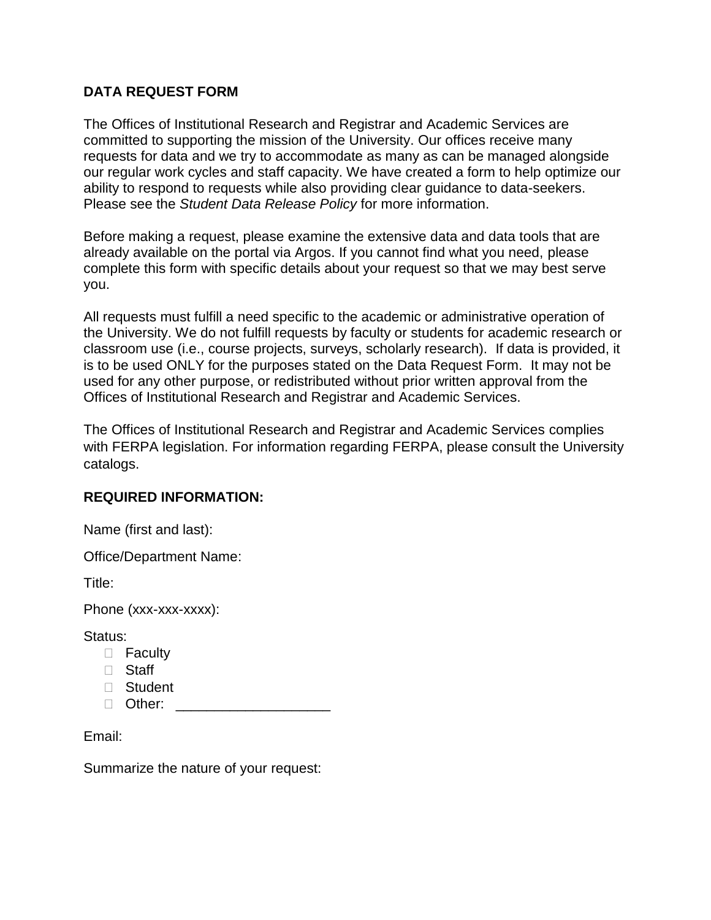**DATA REQUEST FORM**

The Offices of Institutional Research and Registrar and Academic Services are committed to supporting the mission of the University. Our offices receive many requests for data and we try to accommodate as many as can be managed alongside our regular work cycles and staff capacity. We have created a form to help optimize our ability to respond to requests while also providing clear guidance to data-seekers. Please see the *Student Data Release Policy* for more information.

Before making a request, please examine the extensive data and data tools that are already available on the portal via Argos. If you cannot find what you need, please complete this form with specific details about your request so that we may best serve you.

All requests must fulfill a need specific to the academic or administrative operation of the University. We do not fulfill requests by faculty or students for academic research or classroom use (i.e., course projects, surveys, scholarly research). If data is provided, it is to be used ONLY for the purposes stated on the Data Request Form. It may not be used for any other purpose, or redistributed without prior written approval from the Offices of Institutional Research and Registrar and Academic Services.

The Offices of Institutional Research and Registrar and Academic Services complies with FERPA legislation. For information regarding FERPA, please consult the University catalogs.

**REQUIRED INFORMATION:**

Name (first and last):

Office/Department Name:

Title:

Phone (xxx-xxx-xxxx):

Status:

- ☐ Faculty
- ☐ Staff
- ☐ Student
- ☐ Other: ___________________

Email:

Summarize the nature of your request: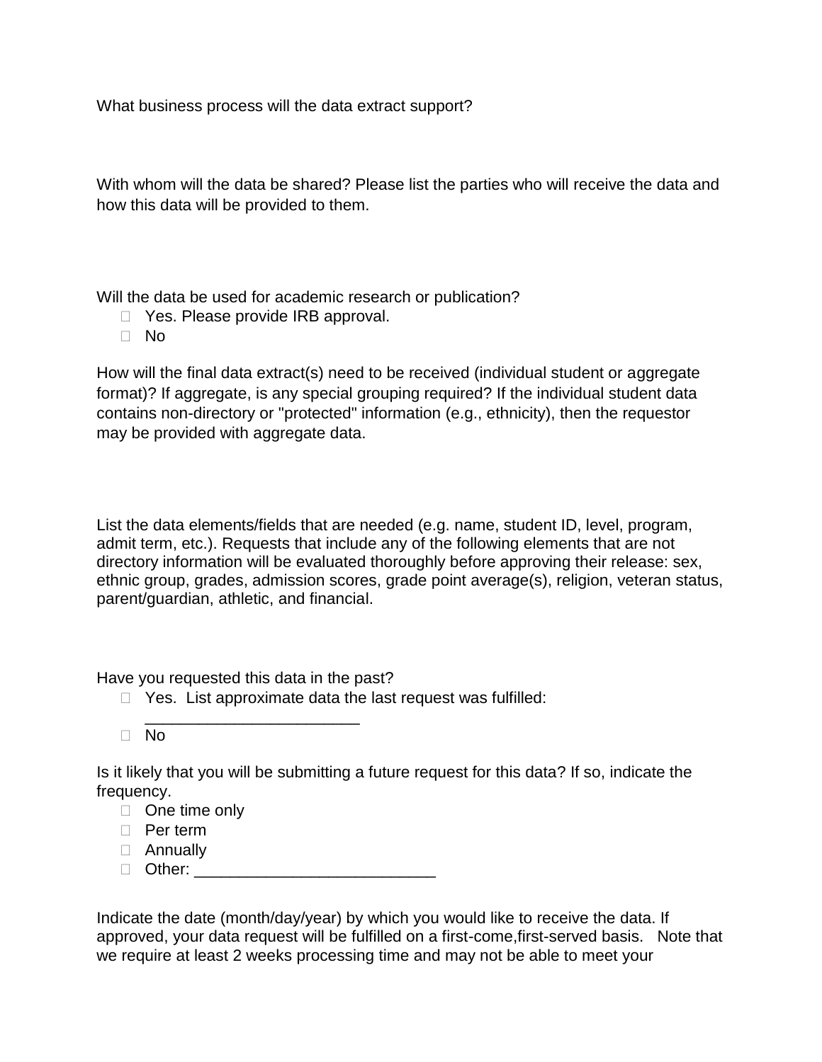What business process will the data extract support?

With whom will the data be shared? Please list the parties who will receive the data and how this data will be provided to them.

Will the data be used for academic research or publication?

- ☐ Yes. Please provide IRB approval.
- ☐ No

How will the final data extract(s) need to be received (individual student or aggregate format)? If aggregate, is any special grouping required? If the individual student data contains non-directory or "protected" information (e.g., ethnicity), then the requestor may be provided with aggregate data.

List the data elements/fields that are needed (e.g. name, student ID, level, program, admit term, etc.). Requests that include any of the following elements that are not directory information will be evaluated thoroughly before approving their release: sex, ethnic group, grades, admission scores, grade point average(s), religion, veteran status, parent/guardian, athletic, and financial.

Have you requested this data in the past?

- ☐ Yes. List approximate data the last request was fulfilled: ________________________
- ☐ No

Is it likely that you will be submitting a future request for this data? If so, indicate the frequency.

- ☐ One time only
- ☐ Per term
- ☐ Annually
- ☐ Other: ___________________________

Indicate the date (month/day/year) by which you would like to receive the data. If approved, your data request will be fulfilled on a first-come,first-served basis. Note that we require at least 2 weeks processing time and may not be able to meet your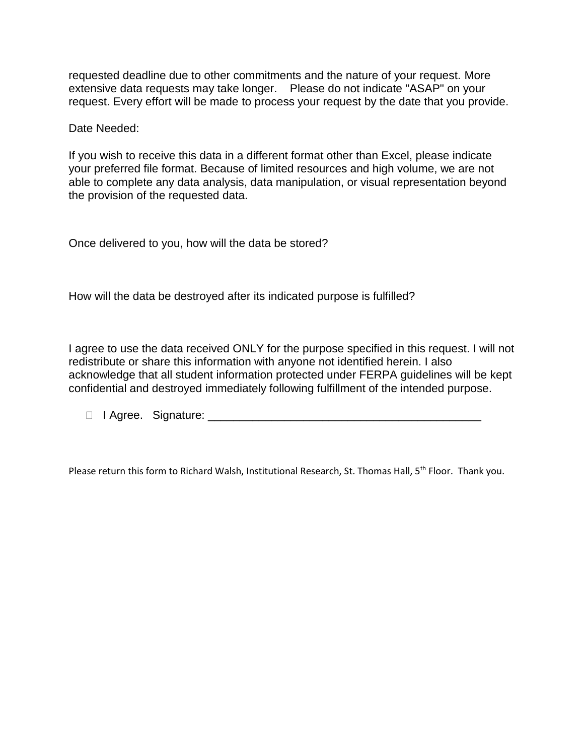requested deadline due to other commitments and the nature of your request. More extensive data requests may take longer. Please do not indicate "ASAP" on your request. Every effort will be made to process your request by the date that you provide.

Date Needed:

If you wish to receive this data in a different format other than Excel, please indicate your preferred file format. Because of limited resources and high volume, we are not able to complete any data analysis, data manipulation, or visual representation beyond the provision of the requested data.

Once delivered to you, how will the data be stored?

How will the data be destroyed after its indicated purpose is fulfilled?

I agree to use the data received ONLY for the purpose specified in this request. I will not redistribute or share this information with anyone not identified herein. I also acknowledge that all student information protected under FERPA guidelines will be kept confidential and destroyed immediately following fulfillment of the intended purpose.

☐ I Agree. Signature: ___________________________________________

Please return this form to Richard Walsh, Institutional Research, St. Thomas Hall, 5th Floor. Thank you.